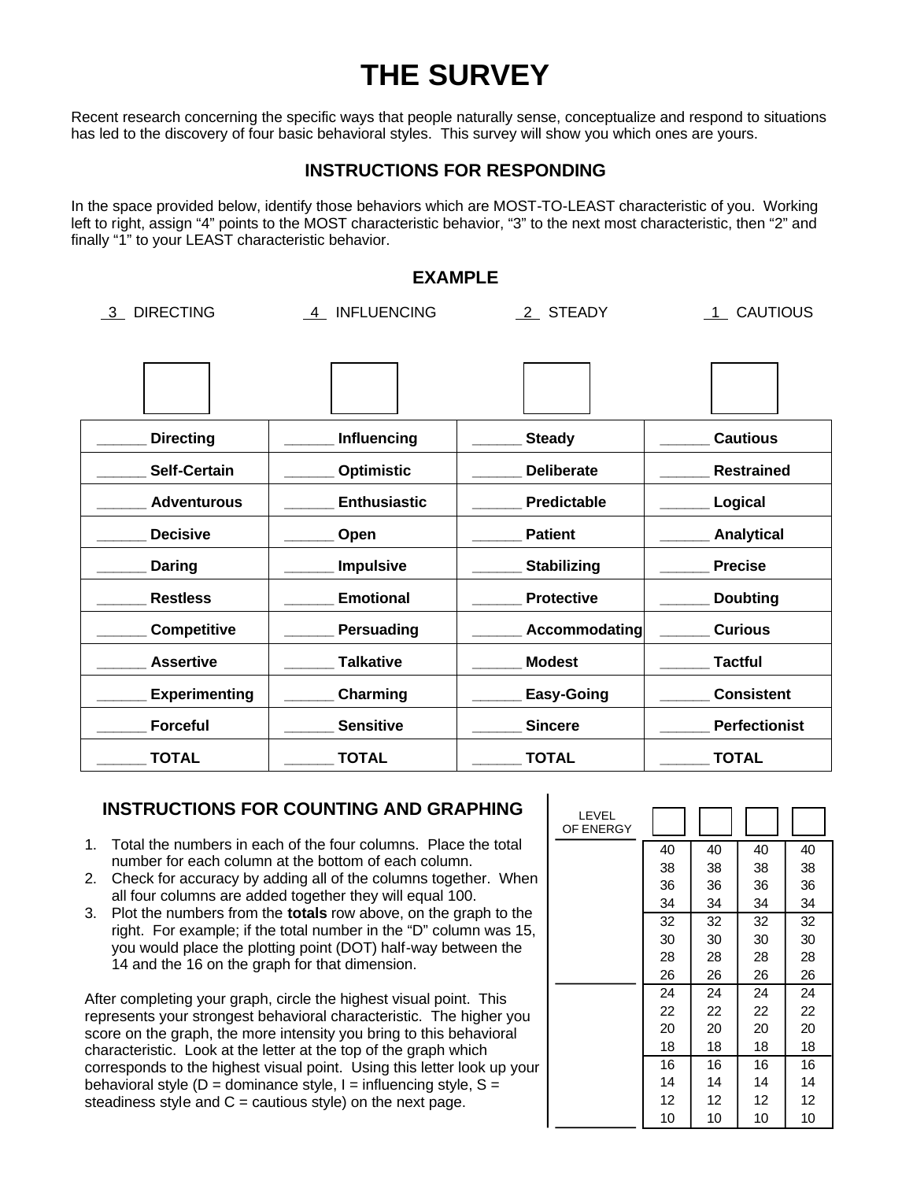# THE SURVEY

Recent research concerning the specific ways that people naturally sense, conceptualize and respond to situations has led to the discovery of four basic behavioral styles. This survey will show you which ones are yours.

### INSTRUCTIONS FOR RESPONDING

In the space provided below, identify those behaviors which are MOST-TO-LEAST characteristic of you. Working left to right, assign "4" points to the MOST characteristic behavior, "3" to the next most characteristic, then "2" and finally "1" to your LEAST characteristic behavior.

### EXAMPLE

_3_ DIRECTING  _4_ INFLUENCING  _2_ STEADY  _1_ CAUTIOUS

| ______ **Directing** | ______ **Influencing** | ______ **Steady** | ______ **Cautious** |
|---|---|---|---|
| ______ **Self-Certain** | ______ **Optimistic** | ______ **Deliberate** | ______ **Restrained** |
| ______ **Adventurous** | ______ **Enthusiastic** | ______ **Predictable** | ______ **Logical** |
| ______ **Decisive** | ______ **Open** | ______ **Patient** | ______ **Analytical** |
| ______ **Daring** | ______ **Impulsive** | ______ **Stabilizing** | ______ **Precise** |
| ______ **Restless** | ______ **Emotional** | ______ **Protective** | ______ **Doubting** |
| ______ **Competitive** | ______ **Persuading** | ______ **Accommodating** | ______ **Curious** |
| ______ **Assertive** | ______ **Talkative** | ______ **Modest** | ______ **Tactful** |
| ______ **Experimenting** | ______ **Charming** | ______ **Easy-Going** | ______ **Consistent** |
| ______ **Forceful** | ______ **Sensitive** | ______ **Sincere** | ______ **Perfectionist** |
| ______ **TOTAL** | ______ **TOTAL** | ______ **TOTAL** | ______ **TOTAL** |

### INSTRUCTIONS FOR COUNTING AND GRAPHING

1. Total the numbers in each of the four columns. Place the total number for each column at the bottom of each column.
2. Check for accuracy by adding all of the columns together. When all four columns are added together they will equal 100.
3. Plot the numbers from the **totals** row above, on the graph to the right. For example; if the total number in the "D" column was 15, you would place the plotting point (DOT) half-way between the 14 and the 16 on the graph for that dimension.

After completing your graph, circle the highest visual point. This represents your strongest behavioral characteristic. The higher you score on the graph, the more intensity you bring to this behavioral characteristic. Look at the letter at the top of the graph which corresponds to the highest visual point. Using this letter look up your behavioral style (D = dominance style, I = influencing style, S = steadiness style and C = cautious style) on the next page.

| LEVEL OF ENERGY | | | | |
|---|---|---|---|---|
| | 40 | 40 | 40 | 40 |
| | 38 | 38 | 38 | 38 |
| | 36 | 36 | 36 | 36 |
| | 34 | 34 | 34 | 34 |
| | 32 | 32 | 32 | 32 |
| | 30 | 30 | 30 | 30 |
| | 28 | 28 | 28 | 28 |
| | 26 | 26 | 26 | 26 |
| | 24 | 24 | 24 | 24 |
| | 22 | 22 | 22 | 22 |
| | 20 | 20 | 20 | 20 |
| | 18 | 18 | 18 | 18 |
| | 16 | 16 | 16 | 16 |
| | 14 | 14 | 14 | 14 |
| | 12 | 12 | 12 | 12 |
| | 10 | 10 | 10 | 10 |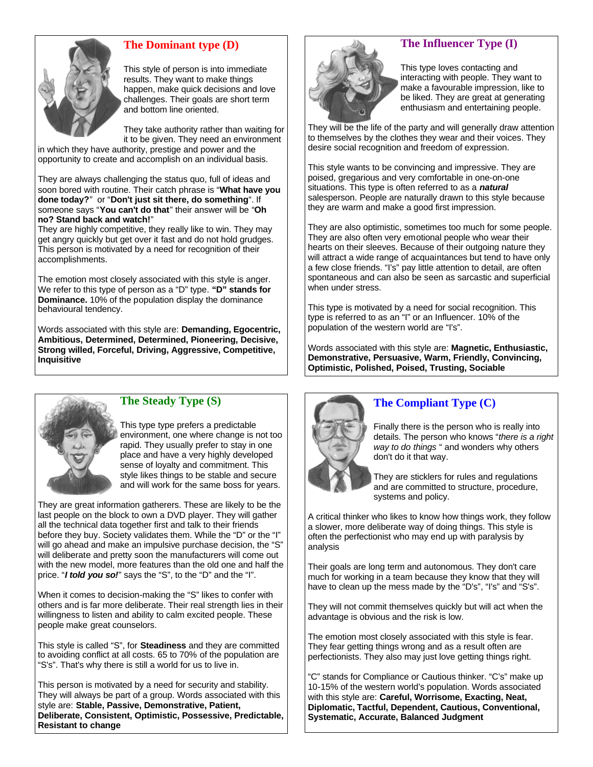## The Dominant type (D)

This style of person is into immediate results. They want to make things happen, make quick decisions and love challenges. Their goals are short term and bottom line oriented.

They take authority rather than waiting for it to be given. They need an environment in which they have authority, prestige and power and the opportunity to create and accomplish on an individual basis.

They are always challenging the status quo, full of ideas and soon bored with routine. Their catch phrase is "**What have you done today?**" or "**Don't just sit there, do something**". If someone says "**You can't do that**" their answer will be "**Oh no? Stand back and watch!**"
They are highly competitive, they really like to win. They may get angry quickly but get over it fast and do not hold grudges. This person is motivated by a need for recognition of their accomplishments.

The emotion most closely associated with this style is anger. We refer to this type of person as a "D" type. **"D" stands for Dominance.** 10% of the population display the dominance behavioural tendency.

Words associated with this style are: **Demanding, Egocentric, Ambitious, Determined, Determined, Pioneering, Decisive, Strong willed, Forceful, Driving, Aggressive, Competitive, Inquisitive**

## The Influencer Type (I)

This type loves contacting and interacting with people. They want to make a favourable impression, like to be liked. They are great at generating enthusiasm and entertaining people.
They will be the life of the party and will generally draw attention to themselves by the clothes they wear and their voices. They desire social recognition and freedom of expression.

This style wants to be convincing and impressive. They are poised, gregarious and very comfortable in one-on-one situations. This type is often referred to as a ***natural*** salesperson. People are naturally drawn to this style because they are warm and make a good first impression.

They are also optimistic, sometimes too much for some people. They are also often very emotional people who wear their hearts on their sleeves. Because of their outgoing nature they will attract a wide range of acquaintances but tend to have only a few close friends. "I's" pay little attention to detail, are often spontaneous and can also be seen as sarcastic and superficial when under stress.

This type is motivated by a need for social recognition. This type is referred to as an "I" or an Influencer. 10% of the population of the western world are "I's".

Words associated with this style are: **Magnetic, Enthusiastic, Demonstrative, Persuasive, Warm, Friendly, Convincing, Optimistic, Polished, Poised, Trusting, Sociable**

## The Steady Type (S)

This type type prefers a predictable environment, one where change is not too rapid. They usually prefer to stay in one place and have a very highly developed sense of loyalty and commitment. This style likes things to be stable and secure and will work for the same boss for years.

They are great information gatherers. These are likely to be the last people on the block to own a DVD player. They will gather all the technical data together first and talk to their friends before they buy. Society validates them. While the "D" or the "I" will go ahead and make an impulsive purchase decision, the "S" will deliberate and pretty soon the manufacturers will come out with the new model, more features than the old one and half the price. "***I told you so!***" says the "S", to the "D" and the "I".

When it comes to decision-making the "S" likes to confer with others and is far more deliberate. Their real strength lies in their willingness to listen and ability to calm excited people. These people make great counselors.

This style is called "S", for **Steadiness** and they are committed to avoiding conflict at all costs. 65 to 70% of the population are "S's". That's why there is still a world for us to live in.

This person is motivated by a need for security and stability. They will always be part of a group. Words associated with this style are: **Stable, Passive, Demonstrative, Patient, Deliberate, Consistent, Optimistic, Possessive, Predictable, Resistant to change**

## The Compliant Type (C)

Finally there is the person who is really into details. The person who knows "*there is a right way to do things* " and wonders why others don't do it that way.

They are sticklers for rules and regulations and are committed to structure, procedure, systems and policy.

A critical thinker who likes to know how things work, they follow a slower, more deliberate way of doing things. This style is often the perfectionist who may end up with paralysis by analysis

Their goals are long term and autonomous. They don't care much for working in a team because they know that they will have to clean up the mess made by the "D's", "I's" and "S's".

They will not commit themselves quickly but will act when the advantage is obvious and the risk is low.

The emotion most closely associated with this style is fear. They fear getting things wrong and as a result often are perfectionists. They also may just love getting things right.

"C" stands for Compliance or Cautious thinker. "C's" make up 10-15% of the western world's population. Words associated with this style are: **Careful, Worrisome, Exacting, Neat, Diplomatic, Tactful, Dependent, Cautious, Conventional, Systematic, Accurate, Balanced Judgment**